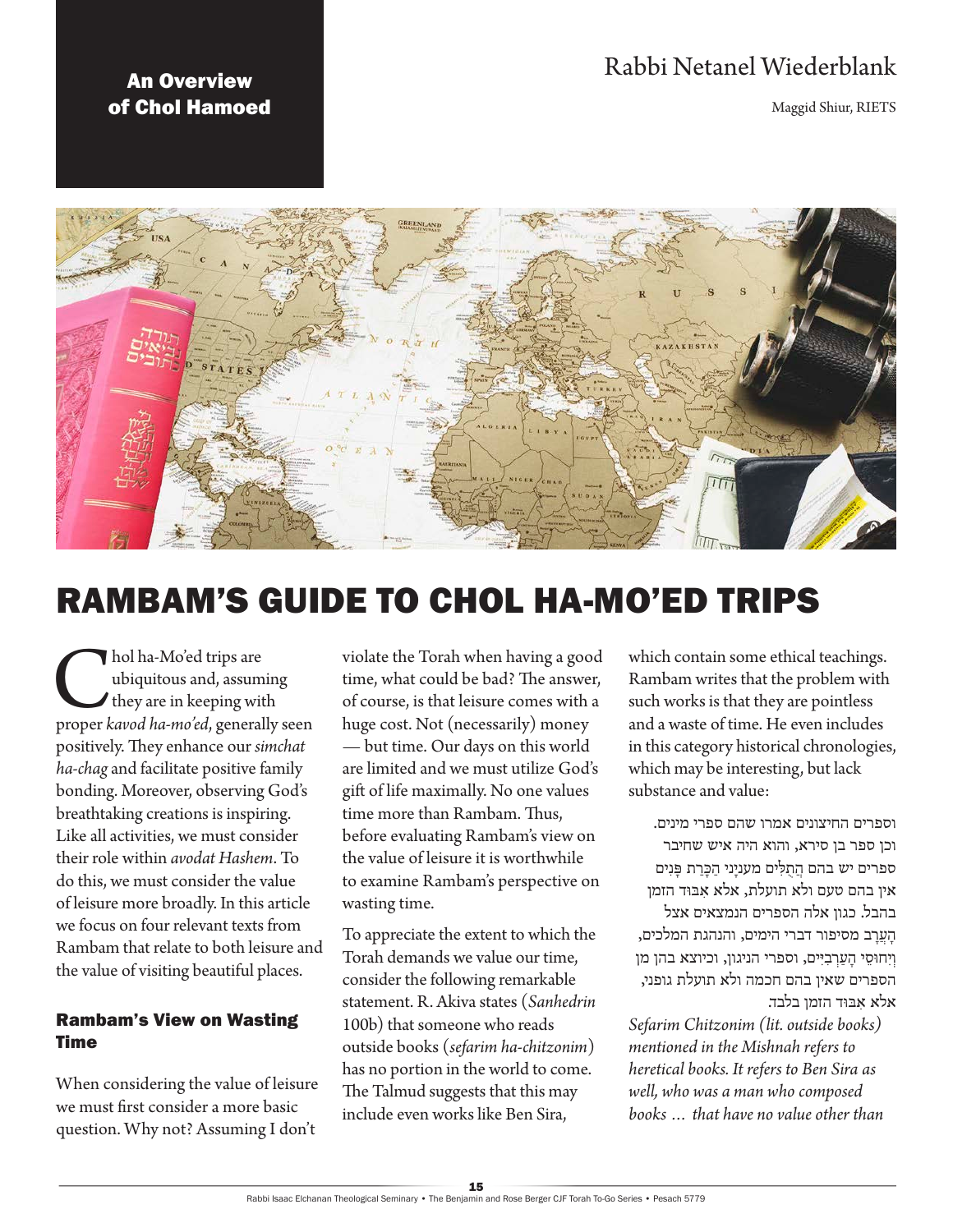An Overview of Chol Hamoed

Rabbi Netanel Wiederblank

Maggid Shiur, RIETS

# RAMBAM'S GUIDE TO CHOL HA-MO'ED TRIPS

Chol ha-Mo'ed trips are ubiquitous and, assuming they are in keeping with proper *kavod ha-mo'ed*, generally seen positively. They enhance our *simchat ha-chag* and facilitate positive family bonding. Moreover, observing God's breathtaking creations is inspiring. Like all activities, we must consider their role within *avodat Hashem*. To do this, we must consider the value of leisure more broadly. In this article we focus on four relevant texts from Rambam that relate to both leisure and the value of visiting beautiful places.

## Rambam's View on Wasting Time

When considering the value of leisure we must first consider a more basic question. Why not? Assuming I don't violate the Torah when having a good time, what could be bad? The answer, of course, is that leisure comes with a huge cost. Not (necessarily) money — but time. Our days on this world are limited and we must utilize God's gift of life maximally. No one values time more than Rambam. Thus, before evaluating Rambam's view on the value of leisure it is worthwhile to examine Rambam's perspective on wasting time.

To appreciate the extent to which the Torah demands we value our time, consider the following remarkable statement. R. Akiva states (*Sanhedrin* 100b) that someone who reads outside books (*sefarim ha-chitzonim*) has no portion in the world to come. The Talmud suggests that this may include even works like Ben Sira, which contain some ethical teachings. Rambam writes that the problem with such works is that they are pointless and a waste of time. He even includes in this category historical chronologies, which may be interesting, but lack substance and value:

> וספרים החיצונים אמרו שהם ספרי מינים. וכן ספר בן סירא, והוא היה איש שחיבר ספרים יש בהם הֲתָלִים מעניָנֵי הַכָּרַת פָּנִים אין בהם טעם ולא תועלת, אלא אִבּוּד הזמן בהבל. כגון אלה הספרים הנמצאים אצל הָעֲרָב מסיפור דברי הימים, והנהגת המלכים, וְיִחוּסֵי הָעַרְבִיִּים, וספרי הניגון, וכיוצא בהן מן הספרים שאין בהם חכמה ולא תועלת גופני, אלא אִבּוּד הזמן בלבד.

*Sefarim Chitzonim (lit. outside books) mentioned in the Mishnah refers to heretical books. It refers to Ben Sira as well, who was a man who composed books … that have no value other than*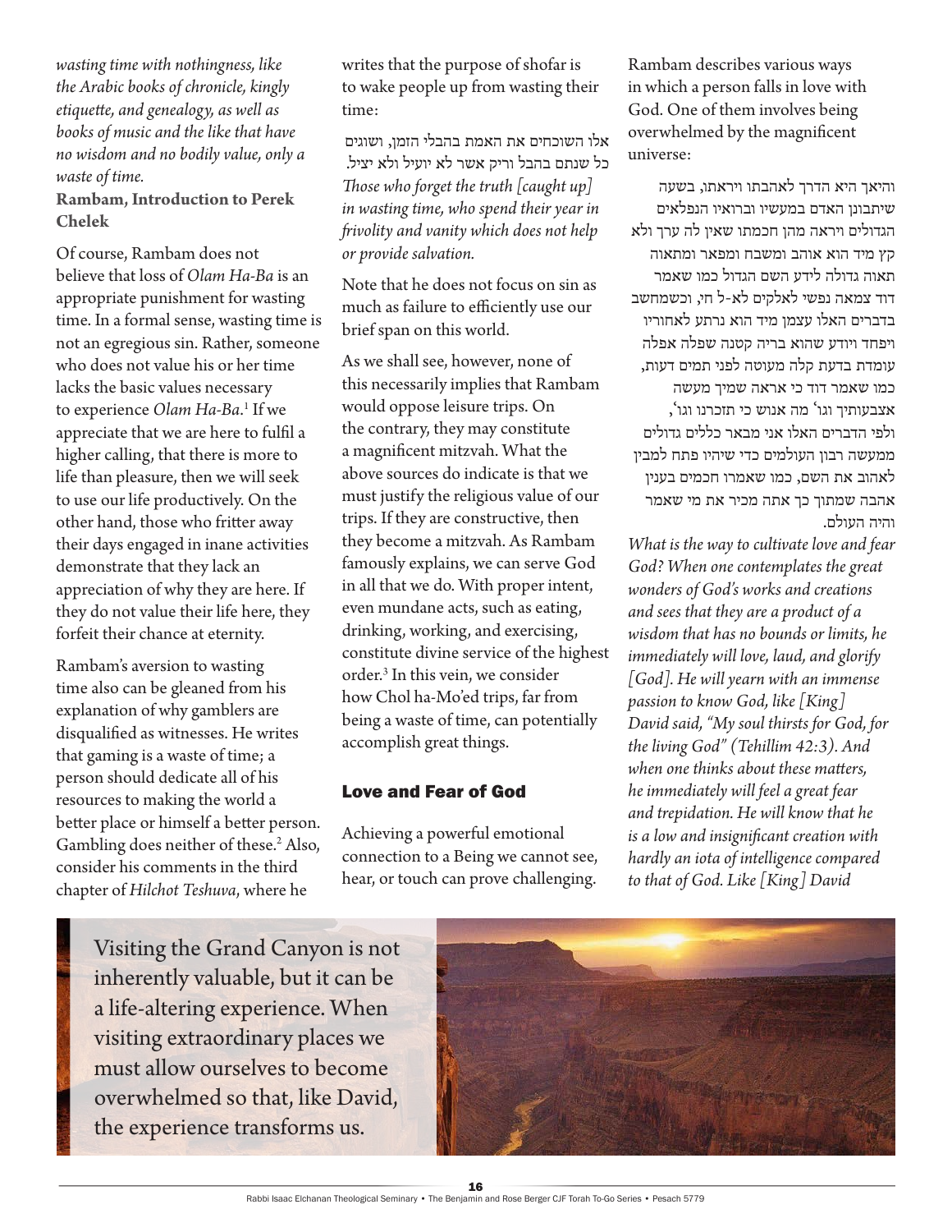*wasting time with nothingness, like the Arabic books of chronicle, kingly etiquette, and genealogy, as well as books of music and the like that have no wisdom and no bodily value, only a waste of time.*

**Rambam, Introduction to Perek Chelek**

Of course, Rambam does not believe that loss of *Olam Ha-Ba* is an appropriate punishment for wasting time. In a formal sense, wasting time is not an egregious sin. Rather, someone who does not value his or her time lacks the basic values necessary to experience *Olam Ha-Ba*.[1] If we appreciate that we are here to fulfil a higher calling, that there is more to life than pleasure, then we will seek to use our life productively. On the other hand, those who fritter away their days engaged in inane activities demonstrate that they lack an appreciation of why they are here. If they do not value their life here, they forfeit their chance at eternity.

Rambam's aversion to wasting time also can be gleaned from his explanation of why gamblers are disqualified as witnesses. He writes that gaming is a waste of time; a person should dedicate all of his resources to making the world a better place or himself a better person. Gambling does neither of these.[2] Also, consider his comments in the third chapter of *Hilchot Teshuva*, where he writes that the purpose of shofar is to wake people up from wasting their time:

אלו השוכחים את האמת בהבלי הזמן, ושוגים כל שנתם בהבל וריק אשר לא יועיל ולא יציל.

*Those who forget the truth [caught up] in wasting time, who spend their year in frivolity and vanity which does not help or provide salvation.*

Note that he does not focus on sin as much as failure to efficiently use our brief span on this world.

As we shall see, however, none of this necessarily implies that Rambam would oppose leisure trips. On the contrary, they may constitute a magnificent mitzvah. What the above sources do indicate is that we must justify the religious value of our trips. If they are constructive, then they become a mitzvah. As Rambam famously explains, we can serve God in all that we do. With proper intent, even mundane acts, such as eating, drinking, working, and exercising, constitute divine service of the highest order.[3] In this vein, we consider how Chol ha-Mo'ed trips, far from being a waste of time, can potentially accomplish great things.

## Love and Fear of God

Achieving a powerful emotional connection to a Being we cannot see, hear, or touch can prove challenging. Rambam describes various ways in which a person falls in love with God. One of them involves being overwhelmed by the magnificent universe:

והיאך היא הדרך לאהבתו ויראתו, בשעה שיתבונן האדם במעשיו וברואיו הנפלאים הגדולים ויראה מהן חכמתו שאין לה ערך ולא קץ מיד הוא אוהב ומשבח ומפאר ומתאוה תאוה גדולה לידע השם הגדול כמו שאמר דוד צמאה נפשי לאלקים לא-ל חי, וכשמחשב בדברים האלו עצמן מיד הוא נרתע לאחוריו ויפחד ויודע שהוא בריה קטנה שפלה אפלה עומדת בדעת קלה מעוטה לפני תמים דעות, כמו שאמר דוד כי אראה שמיך מעשה אצבעותיך וגו' מה אנוש כי תזכרנו וגו', ולפי הדברים האלו אני מבאר כללים גדולים ממעשה רבון העולמים כדי שיהיו פתח למבין לאהוב את השם, כמו שאמרו חכמים בענין אהבה שמתוך כך אתה מכיר את מי שאמר והיה העולם.

*What is the way to cultivate love and fear God? When one contemplates the great wonders of God's works and creations and sees that they are a product of a wisdom that has no bounds or limits, he immediately will love, laud, and glorify [God]. He will yearn with an immense passion to know God, like [King] David said, "My soul thirsts for God, for the living God" (Tehillim 42:3). And when one thinks about these matters, he immediately will feel a great fear and trepidation. He will know that he is a low and insignificant creation with hardly an iota of intelligence compared to that of God. Like [King] David*

Visiting the Grand Canyon is not inherently valuable, but it can be a life-altering experience. When visiting extraordinary places we must allow ourselves to become overwhelmed so that, like David, the experience transforms us.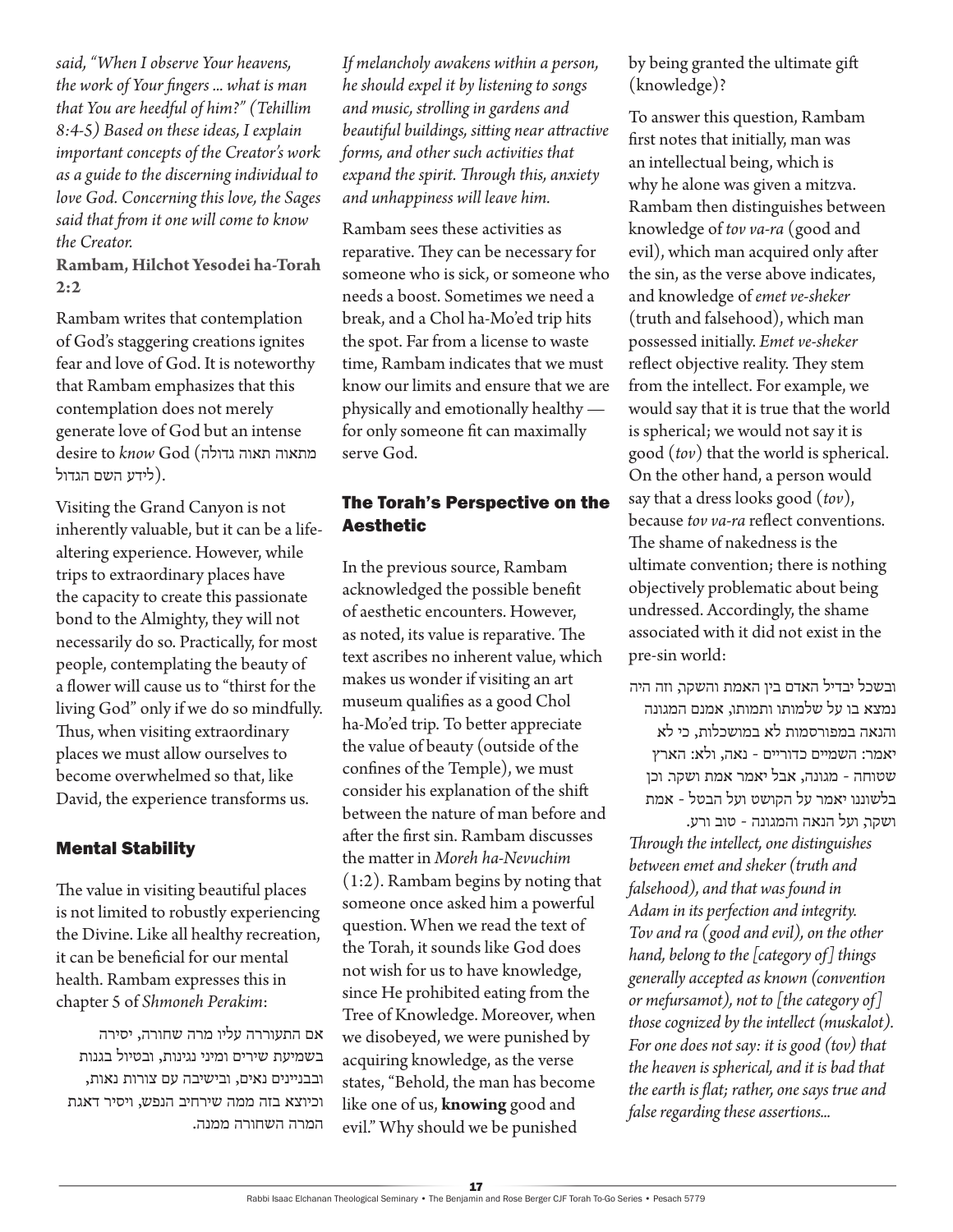*said, "When I observe Your heavens, the work of Your fingers ... what is man that You are heedful of him?" (Tehillim 8:4-5) Based on these ideas, I explain important concepts of the Creator's work as a guide to the discerning individual to love God. Concerning this love, the Sages said that from it one will come to know the Creator.*

**Rambam, Hilchot Yesodei ha-Torah 2:2**

Rambam writes that contemplation of God's staggering creations ignites fear and love of God. It is noteworthy that Rambam emphasizes that this contemplation does not merely generate love of God but an intense desire to *know* God (מתאוה תאוה גדולה לידע השם הגדול).

Visiting the Grand Canyon is not inherently valuable, but it can be a life-altering experience. However, while trips to extraordinary places have the capacity to create this passionate bond to the Almighty, they will not necessarily do so. Practically, for most people, contemplating the beauty of a flower will cause us to "thirst for the living God" only if we do so mindfully. Thus, when visiting extraordinary places we must allow ourselves to become overwhelmed so that, like David, the experience transforms us.

## Mental Stability

The value in visiting beautiful places is not limited to robustly experiencing the Divine. Like all healthy recreation, it can be beneficial for our mental health. Rambam expresses this in chapter 5 of *Shmoneh Perakim*:

אם התעוררה עליו מרה שחורה, יסירה בשמיעת שירים ומיני נגינות, ובטיול בגנות ובבניינים נאים, ובישיבה עם צורות נאות, וכיוצא בזה ממה שירחיב הנפש, ויסיר דאגת המרה השחורה ממנה.

*If melancholy awakens within a person, he should expel it by listening to songs and music, strolling in gardens and beautiful buildings, sitting near attractive forms, and other such activities that expand the spirit. Through this, anxiety and unhappiness will leave him.*

Rambam sees these activities as reparative. They can be necessary for someone who is sick, or someone who needs a boost. Sometimes we need a break, and a Chol ha-Mo'ed trip hits the spot. Far from a license to waste time, Rambam indicates that we must know our limits and ensure that we are physically and emotionally healthy — for only someone fit can maximally serve God.

## The Torah's Perspective on the Aesthetic

In the previous source, Rambam acknowledged the possible benefit of aesthetic encounters. However, as noted, its value is reparative. The text ascribes no inherent value, which makes us wonder if visiting an art museum qualifies as a good Chol ha-Mo'ed trip. To better appreciate the value of beauty (outside of the confines of the Temple), we must consider his explanation of the shift between the nature of man before and after the first sin. Rambam discusses the matter in *Moreh ha-Nevuchim* (1:2). Rambam begins by noting that someone once asked him a powerful question. When we read the text of the Torah, it sounds like God does not wish for us to have knowledge, since He prohibited eating from the Tree of Knowledge. Moreover, when we disobeyed, we were punished by acquiring knowledge, as the verse states, "Behold, the man has become like one of us, **knowing** good and evil." Why should we be punished by being granted the ultimate gift (knowledge)?

To answer this question, Rambam first notes that initially, man was an intellectual being, which is why he alone was given a mitzva. Rambam then distinguishes between knowledge of *tov va-ra* (good and evil), which man acquired only after the sin, as the verse above indicates, and knowledge of *emet ve-sheker* (truth and falsehood), which man possessed initially. *Emet ve-sheker* reflect objective reality. They stem from the intellect. For example, we would say that it is true that the world is spherical; we would not say it is good (*tov*) that the world is spherical. On the other hand, a person would say that a dress looks good (*tov*), because *tov va-ra* reflect conventions. The shame of nakedness is the ultimate convention; there is nothing objectively problematic about being undressed. Accordingly, the shame associated with it did not exist in the pre-sin world:

ובשכל יבדיל האדם בין האמת והשקר, וזה היה נמצא בו על שלמותו ותמותו, אמנם המגונה והנאה במפורסמות לא במושכלות, כי לא יאמר: השמיים כדוריים - נאה, ולא: הארץ שטוחה - מגונה, אבל יאמר אמת ושקר. וכן בלשוננו יאמר על הקושט ועל הבטל - אמת ושקר, ועל הנאה והמגונה - טוב ורע.

*Through the intellect, one distinguishes between emet and sheker (truth and falsehood), and that was found in Adam in its perfection and integrity. Tov and ra (good and evil), on the other hand, belong to the [category of] things generally accepted as known (convention or mefursamot), not to [the category of] those cognized by the intellect (muskalot). For one does not say: it is good (tov) that the heaven is spherical, and it is bad that the earth is flat; rather, one says true and false regarding these assertions...*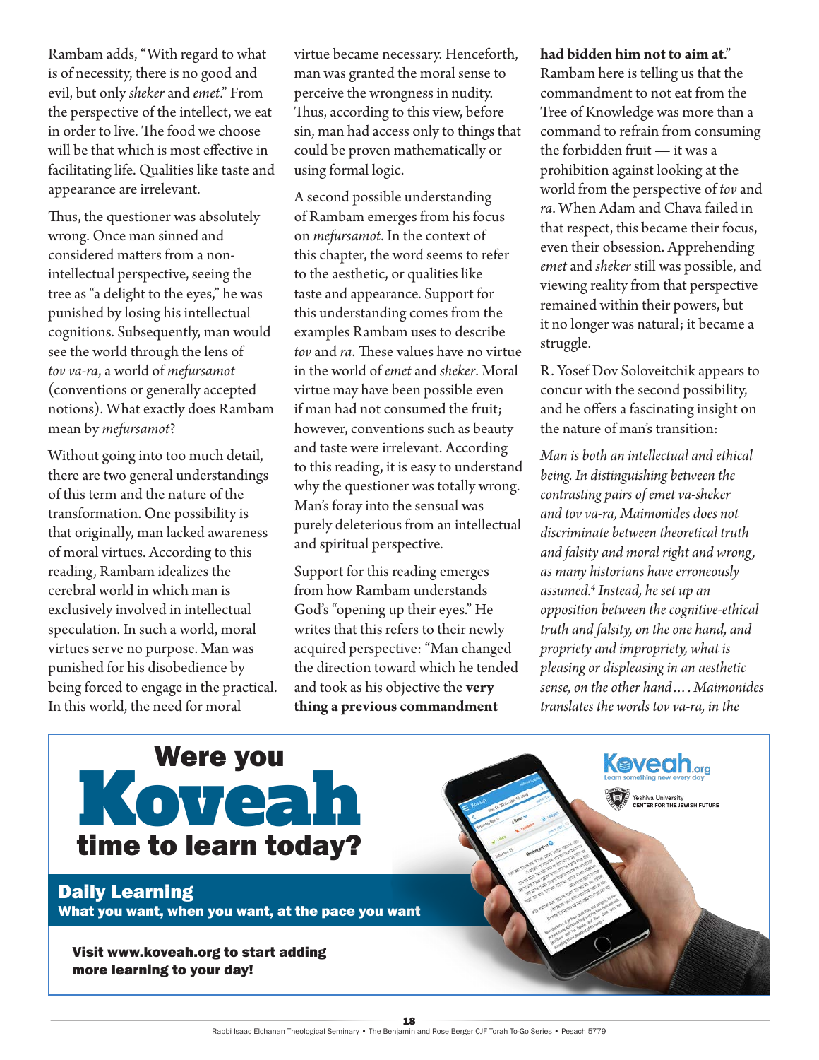Rambam adds, "With regard to what is of necessity, there is no good and evil, but only *sheker* and *emet*." From the perspective of the intellect, we eat in order to live. The food we choose will be that which is most effective in facilitating life. Qualities like taste and appearance are irrelevant.

Thus, the questioner was absolutely wrong. Once man sinned and considered matters from a non-intellectual perspective, seeing the tree as "a delight to the eyes," he was punished by losing his intellectual cognitions. Subsequently, man would see the world through the lens of *tov va-ra*, a world of *mefursamot* (conventions or generally accepted notions). What exactly does Rambam mean by *mefursamot*?

Without going into too much detail, there are two general understandings of this term and the nature of the transformation. One possibility is that originally, man lacked awareness of moral virtues. According to this reading, Rambam idealizes the cerebral world in which man is exclusively involved in intellectual speculation. In such a world, moral virtues serve no purpose. Man was punished for his disobedience by being forced to engage in the practical. In this world, the need for moral virtue became necessary. Henceforth, man was granted the moral sense to perceive the wrongness in nudity. Thus, according to this view, before sin, man had access only to things that could be proven mathematically or using formal logic.

A second possible understanding of Rambam emerges from his focus on *mefursamot*. In the context of this chapter, the word seems to refer to the aesthetic, or qualities like taste and appearance. Support for this understanding comes from the examples Rambam uses to describe *tov* and *ra*. These values have no virtue in the world of *emet* and *sheker*. Moral virtue may have been possible even if man had not consumed the fruit; however, conventions such as beauty and taste were irrelevant. According to this reading, it is easy to understand why the questioner was totally wrong. Man's foray into the sensual was purely deleterious from an intellectual and spiritual perspective.

Support for this reading emerges from how Rambam understands God's "opening up their eyes." He writes that this refers to their newly acquired perspective: "Man changed the direction toward which he tended and took as his objective the **very thing a previous commandment had bidden him not to aim at**." Rambam here is telling us that the commandment to not eat from the Tree of Knowledge was more than a command to refrain from consuming the forbidden fruit — it was a prohibition against looking at the world from the perspective of *tov* and *ra*. When Adam and Chava failed in that respect, this became their focus, even their obsession. Apprehending *emet* and *sheker* still was possible, and viewing reality from that perspective remained within their powers, but it no longer was natural; it became a struggle.

R. Yosef Dov Soloveitchik appears to concur with the second possibility, and he offers a fascinating insight on the nature of man's transition:

*Man is both an intellectual and ethical being. In distinguishing between the contrasting pairs of emet va-sheker and tov va-ra, Maimonides does not discriminate between theoretical truth and falsity and moral right and wrong, as many historians have erroneously assumed.[4] Instead, he set up an opposition between the cognitive-ethical truth and falsity, on the one hand, and propriety and impropriety, what is pleasing or displeasing in an aesthetic sense, on the other hand. . . . Maimonides translates the words tov va-ra, in the*

Were you **Koveah** time to learn today?

**Daily Learning**

**What you want, when you want, at the pace you want**

**Visit www.koveah.org to start adding more learning to your day!**

Koveah.org — Learn something new every day

Yeshiva University CENTER FOR THE JEWISH FUTURE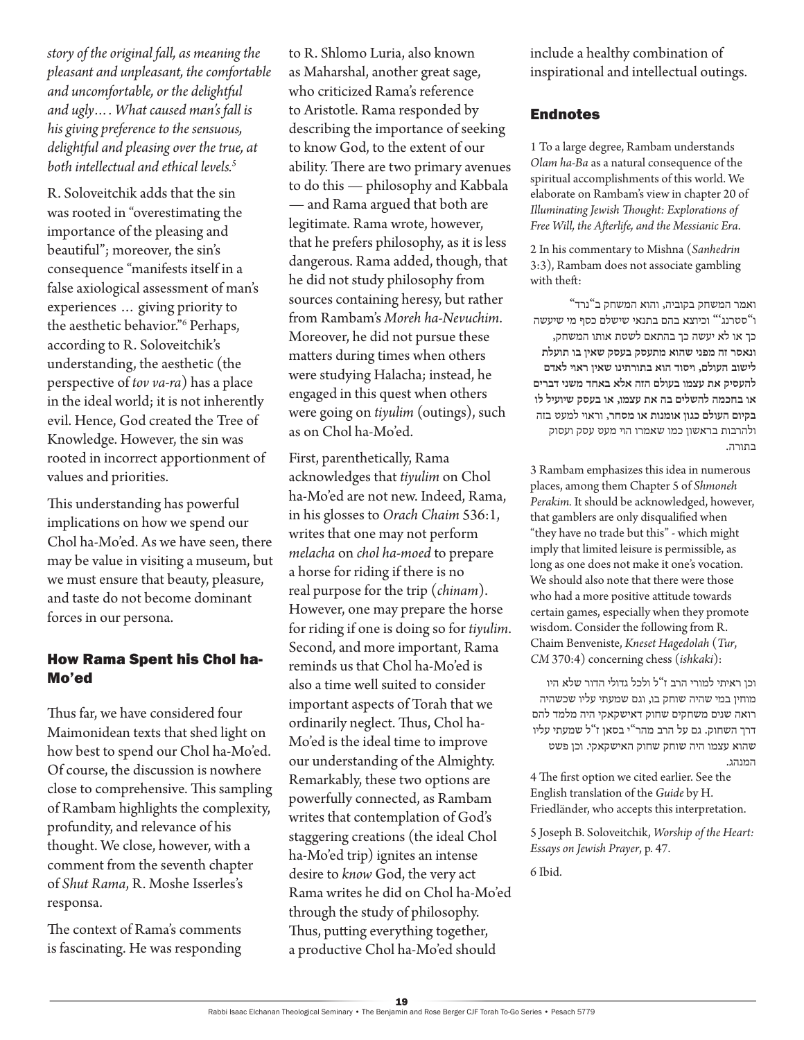*story of the original fall, as meaning the pleasant and unpleasant, the comfortable and uncomfortable, or the delightful and ugly…. What caused man's fall is his giving preference to the sensuous, delightful and pleasing over the true, at both intellectual and ethical levels.*[5]

R. Soloveitchik adds that the sin was rooted in "overestimating the importance of the pleasing and beautiful"; moreover, the sin's consequence "manifests itself in a false axiological assessment of man's experiences … giving priority to the aesthetic behavior."[6] Perhaps, according to R. Soloveitchik's understanding, the aesthetic (the perspective of *tov va-ra*) has a place in the ideal world; it is not inherently evil. Hence, God created the Tree of Knowledge. However, the sin was rooted in incorrect apportionment of values and priorities.

This understanding has powerful implications on how we spend our Chol ha-Mo'ed. As we have seen, there may be value in visiting a museum, but we must ensure that beauty, pleasure, and taste do not become dominant forces in our persona.

## How Rama Spent his Chol ha-Mo'ed

Thus far, we have considered four Maimonidean texts that shed light on how best to spend our Chol ha-Mo'ed. Of course, the discussion is nowhere close to comprehensive. This sampling of Rambam highlights the complexity, profundity, and relevance of his thought. We close, however, with a comment from the seventh chapter of *Shut Rama*, R. Moshe Isserles's responsa.

The context of Rama's comments is fascinating. He was responding to R. Shlomo Luria, also known as Maharshal, another great sage, who criticized Rama's reference to Aristotle. Rama responded by describing the importance of seeking to know God, to the extent of our ability. There are two primary avenues to do this — philosophy and Kabbala — and Rama argued that both are legitimate. Rama wrote, however, that he prefers philosophy, as it is less dangerous. Rama added, though, that he did not study philosophy from sources containing heresy, but rather from Rambam's *Moreh ha-Nevuchim*. Moreover, he did not pursue these matters during times when others were studying Halacha; instead, he engaged in this quest when others were going on *tiyulim* (outings), such as on Chol ha-Mo'ed.

First, parenthetically, Rama acknowledges that *tiyulim* on Chol ha-Mo'ed are not new. Indeed, Rama, in his glosses to *Orach Chaim* 536:1, writes that one may not perform *melacha* on *chol ha-moed* to prepare a horse for riding if there is no real purpose for the trip (*chinam*). However, one may prepare the horse for riding if one is doing so for *tiyulim*. Second, and more important, Rama reminds us that Chol ha-Mo'ed is also a time well suited to consider important aspects of Torah that we ordinarily neglect. Thus, Chol ha-Mo'ed is the ideal time to improve our understanding of the Almighty. Remarkably, these two options are powerfully connected, as Rambam writes that contemplation of God's staggering creations (the ideal Chol ha-Mo'ed trip) ignites an intense desire to *know* God, the very act Rama writes he did on Chol ha-Mo'ed through the study of philosophy. Thus, putting everything together, a productive Chol ha-Mo'ed should include a healthy combination of inspirational and intellectual outings.

## Endnotes

1 To a large degree, Rambam understands *Olam ha-Ba* as a natural consequence of the spiritual accomplishments of this world. We elaborate on Rambam's view in chapter 20 of *Illuminating Jewish Thought: Explorations of Free Will, the Afterlife, and the Messianic Era*.

2 In his commentary to Mishna (*Sanhedrin* 3:3), Rambam does not associate gambling with theft:

ואמר המשחק בקוביה, והוא המשחק ב"נרד" ו"סטרנג" וכיוצא בהם בתנאי שישלם כסף מי שיעשה כך או לא יעשה כך בהתאם לשטת אותו המשחק, **ונאסר זה מפני שהוא מתעסק בעסק שאין בו תועלת לישוב העולם, ויסוד הוא בתורתינו שאין ראוי לאדם להעסיק את עצמו בעולם הזה אלא באחד משני דברים או בחכמה להשלים בה את עצמו, או בעסק שיועיל לו בקיום העולם כגון אומנות או מסחר,** וראוי למעט בזה ולהרבות בראשון כמו שאמרו הוי מעט עסק ועסוק בתורה.

3 Rambam emphasizes this idea in numerous places, among them Chapter 5 of *Shmoneh Perakim.* It should be acknowledged, however, that gamblers are only disqualified when "they have no trade but this" - which might imply that limited leisure is permissible, as long as one does not make it one's vocation. We should also note that there were those who had a more positive attitude towards certain games, especially when they promote wisdom. Consider the following from R. Chaim Benveniste, *Kneset Hagedolah* (*Tur*, *CM* 370:4) concerning chess (*ishkaki*):

וכן ראיתי למורי הרב ז"ל ולכל גדולי הדור שלא היו מוחין במי שהיה שוחק בו, וגם שמעתי עליו שכשהיה רואה שנים משחקים שחוק דאישקאקי היה מלמד להם דרך השחוק. גם על הרב מהר"י בסאן ז"ל שמעתי עליו שהוא עצמו היה שוחק שחוק האישקאקי. וכן פשט המנהג.

4 The first option we cited earlier. See the English translation of the *Guide* by H. Friedländer, who accepts this interpretation.

5 Joseph B. Soloveitchik, *Worship of the Heart: Essays on Jewish Prayer*, p. 47.

6 Ibid.